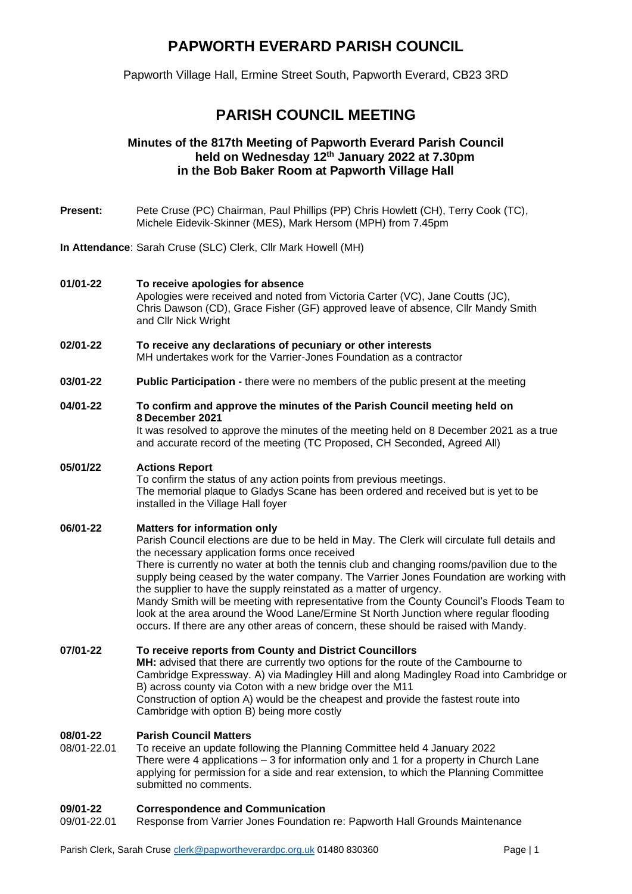# PAPWORTH EVERARD PARISH COUNCIL

Papworth Village Hall, Ermine Street South, Papworth Everard, CB23 3RD

## PARISH COUNCIL MEETING

### Minutes of the 817th Meeting of Papworth Everard Parish Council held on Wednesday 12th January 2022 at 7.30pm in the Bob Baker Room at Papworth Village Hall

**Present:** Pete Cruse (PC) Chairman, Paul Phillips (PP) Chris Howlett (CH), Terry Cook (TC), Michele Eidevik-Skinner (MES), Mark Hersom (MPH) from 7.45pm

**In Attendance**: Sarah Cruse (SLC) Clerk, Cllr Mark Howell (MH)

**01/01-22 To receive apologies for absence**
Apologies were received and noted from Victoria Carter (VC), Jane Coutts (JC), Chris Dawson (CD), Grace Fisher (GF) approved leave of absence, Cllr Mandy Smith and Cllr Nick Wright

**02/01-22 To receive any declarations of pecuniary or other interests**
MH undertakes work for the Varrier-Jones Foundation as a contractor

**03/01-22 Public Participation -** there were no members of the public present at the meeting

**04/01-22 To confirm and approve the minutes of the Parish Council meeting held on 8 December 2021**
It was resolved to approve the minutes of the meeting held on 8 December 2021 as a true and accurate record of the meeting (TC Proposed, CH Seconded, Agreed All)

**05/01/22 Actions Report**
To confirm the status of any action points from previous meetings.
The memorial plaque to Gladys Scane has been ordered and received but is yet to be installed in the Village Hall foyer

**06/01-22 Matters for information only**
Parish Council elections are due to be held in May. The Clerk will circulate full details and the necessary application forms once received
There is currently no water at both the tennis club and changing rooms/pavilion due to the supply being ceased by the water company. The Varrier Jones Foundation are working with the supplier to have the supply reinstated as a matter of urgency.
Mandy Smith will be meeting with representative from the County Council's Floods Team to look at the area around the Wood Lane/Ermine St North Junction where regular flooding occurs. If there are any other areas of concern, these should be raised with Mandy.

**07/01-22 To receive reports from County and District Councillors**
**MH:** advised that there are currently two options for the route of the Cambourne to Cambridge Expressway. A) via Madingley Hill and along Madingley Road into Cambridge or B) across county via Coton with a new bridge over the M11
Construction of option A) would be the cheapest and provide the fastest route into Cambridge with option B) being more costly

**08/01-22 Parish Council Matters**
08/01-22.01 To receive an update following the Planning Committee held 4 January 2022
There were 4 applications – 3 for information only and 1 for a property in Church Lane applying for permission for a side and rear extension, to which the Planning Committee submitted no comments.

**09/01-22 Correspondence and Communication**
09/01-22.01 Response from Varrier Jones Foundation re: Papworth Hall Grounds Maintenance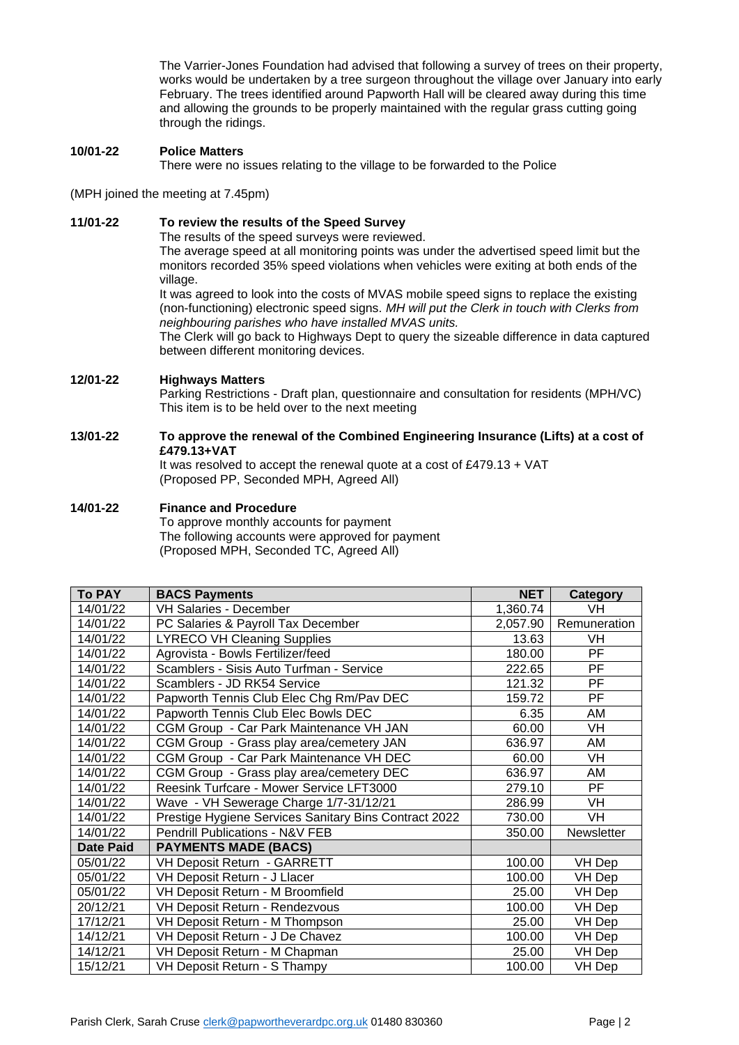The Varrier-Jones Foundation had advised that following a survey of trees on their property, works would be undertaken by a tree surgeon throughout the village over January into early February. The trees identified around Papworth Hall will be cleared away during this time and allowing the grounds to be properly maintained with the regular grass cutting going through the ridings.

**10/01-22 Police Matters**

There were no issues relating to the village to be forwarded to the Police

(MPH joined the meeting at 7.45pm)

**11/01-22 To review the results of the Speed Survey**

The results of the speed surveys were reviewed.

The average speed at all monitoring points was under the advertised speed limit but the monitors recorded 35% speed violations when vehicles were exiting at both ends of the village.

It was agreed to look into the costs of MVAS mobile speed signs to replace the existing (non-functioning) electronic speed signs. *MH will put the Clerk in touch with Clerks from neighbouring parishes who have installed MVAS units.*

The Clerk will go back to Highways Dept to query the sizeable difference in data captured between different monitoring devices.

**12/01-22 Highways Matters**

Parking Restrictions - Draft plan, questionnaire and consultation for residents (MPH/VC)
This item is to be held over to the next meeting

**13/01-22 To approve the renewal of the Combined Engineering Insurance (Lifts) at a cost of £479.13+VAT**

It was resolved to accept the renewal quote at a cost of £479.13 + VAT
(Proposed PP, Seconded MPH, Agreed All)

**14/01-22 Finance and Procedure**

To approve monthly accounts for payment
The following accounts were approved for payment
(Proposed MPH, Seconded TC, Agreed All)

| To PAY | BACS Payments | NET | Category |
|---|---|---|---|
| 14/01/22 | VH Salaries - December | 1,360.74 | VH |
| 14/01/22 | PC Salaries & Payroll Tax December | 2,057.90 | Remuneration |
| 14/01/22 | LYRECO VH Cleaning Supplies | 13.63 | VH |
| 14/01/22 | Agrovista - Bowls Fertilizer/feed | 180.00 | PF |
| 14/01/22 | Scamblers - Sisis Auto Turfman - Service | 222.65 | PF |
| 14/01/22 | Scamblers - JD RK54 Service | 121.32 | PF |
| 14/01/22 | Papworth Tennis Club Elec Chg Rm/Pav DEC | 159.72 | PF |
| 14/01/22 | Papworth Tennis Club Elec Bowls DEC | 6.35 | AM |
| 14/01/22 | CGM Group - Car Park Maintenance VH JAN | 60.00 | VH |
| 14/01/22 | CGM Group - Grass play area/cemetery JAN | 636.97 | AM |
| 14/01/22 | CGM Group - Car Park Maintenance VH DEC | 60.00 | VH |
| 14/01/22 | CGM Group - Grass play area/cemetery DEC | 636.97 | AM |
| 14/01/22 | Reesink Turfcare - Mower Service LFT3000 | 279.10 | PF |
| 14/01/22 | Wave - VH Sewerage Charge 1/7-31/12/21 | 286.99 | VH |
| 14/01/22 | Prestige Hygiene Services Sanitary Bins Contract 2022 | 730.00 | VH |
| 14/01/22 | Pendrill Publications - N&V FEB | 350.00 | Newsletter |
| **Date Paid** | **PAYMENTS MADE (BACS)** | | |
| 05/01/22 | VH Deposit Return - GARRETT | 100.00 | VH Dep |
| 05/01/22 | VH Deposit Return - J Llacer | 100.00 | VH Dep |
| 05/01/22 | VH Deposit Return - M Broomfield | 25.00 | VH Dep |
| 20/12/21 | VH Deposit Return - Rendezvous | 100.00 | VH Dep |
| 17/12/21 | VH Deposit Return - M Thompson | 25.00 | VH Dep |
| 14/12/21 | VH Deposit Return - J De Chavez | 100.00 | VH Dep |
| 14/12/21 | VH Deposit Return - M Chapman | 25.00 | VH Dep |
| 15/12/21 | VH Deposit Return - S Thampy | 100.00 | VH Dep |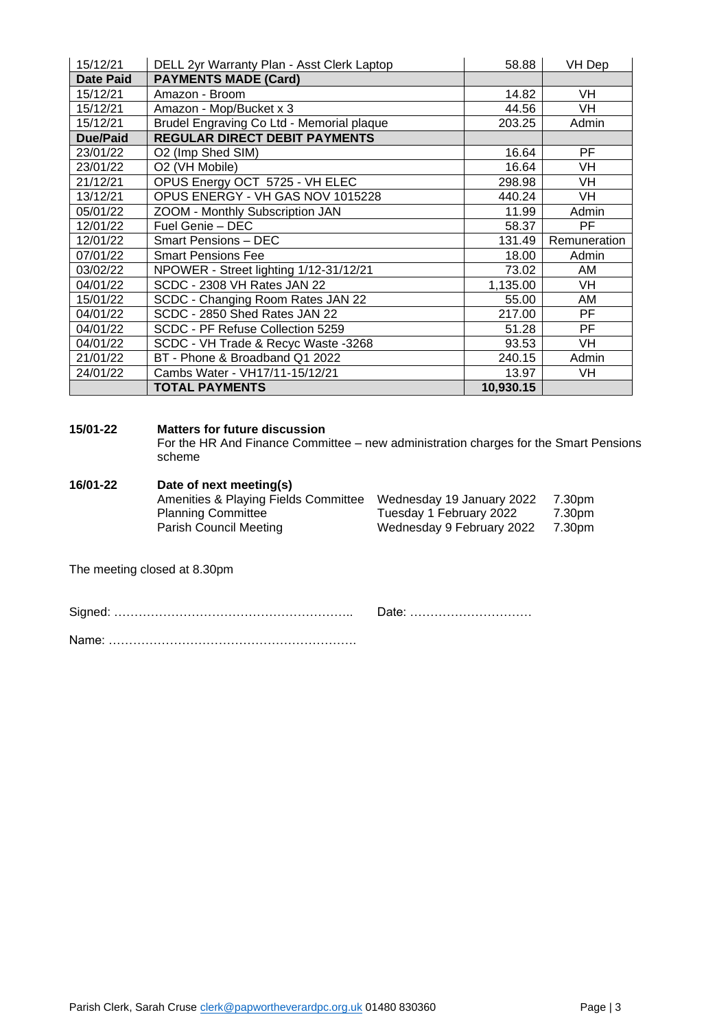| | | | |
|---|---|---|---|
| 15/12/21 | DELL 2yr Warranty Plan - Asst Clerk Laptop | 58.88 | VH Dep |
| **Date Paid** | **PAYMENTS MADE (Card)** | | |
| 15/12/21 | Amazon - Broom | 14.82 | VH |
| 15/12/21 | Amazon - Mop/Bucket x 3 | 44.56 | VH |
| 15/12/21 | Brudel Engraving Co Ltd - Memorial plaque | 203.25 | Admin |
| **Due/Paid** | **REGULAR DIRECT DEBIT PAYMENTS** | | |
| 23/01/22 | O2 (Imp Shed SIM) | 16.64 | PF |
| 23/01/22 | O2 (VH Mobile) | 16.64 | VH |
| 21/12/21 | OPUS Energy OCT 5725 - VH ELEC | 298.98 | VH |
| 13/12/21 | OPUS ENERGY - VH GAS NOV 1015228 | 440.24 | VH |
| 05/01/22 | ZOOM - Monthly Subscription JAN | 11.99 | Admin |
| 12/01/22 | Fuel Genie – DEC | 58.37 | PF |
| 12/01/22 | Smart Pensions – DEC | 131.49 | Remuneration |
| 07/01/22 | Smart Pensions Fee | 18.00 | Admin |
| 03/02/22 | NPOWER - Street lighting 1/12-31/12/21 | 73.02 | AM |
| 04/01/22 | SCDC - 2308 VH Rates JAN 22 | 1,135.00 | VH |
| 15/01/22 | SCDC - Changing Room Rates JAN 22 | 55.00 | AM |
| 04/01/22 | SCDC - 2850 Shed Rates JAN 22 | 217.00 | PF |
| 04/01/22 | SCDC - PF Refuse Collection 5259 | 51.28 | PF |
| 04/01/22 | SCDC - VH Trade & Recyc Waste -3268 | 93.53 | VH |
| 21/01/22 | BT - Phone & Broadband Q1 2022 | 240.15 | Admin |
| 24/01/22 | Cambs Water - VH17/11-15/12/21 | 13.97 | VH |
| | **TOTAL PAYMENTS** | **10,930.15** | |

**15/01-22** **Matters for future discussion**

For the HR And Finance Committee – new administration charges for the Smart Pensions scheme

**16/01-22** **Date of next meeting(s)**

| | | |
|---|---|---|
| Amenities & Playing Fields Committee | Wednesday 19 January 2022 | 7.30pm |
| Planning Committee | Tuesday 1 February 2022 | 7.30pm |
| Parish Council Meeting | Wednesday 9 February 2022 | 7.30pm |

The meeting closed at 8.30pm

Signed: ………………………………………………….. Date: …………………………

Name: …………………………………………………….

Parish Clerk, Sarah Cruse clerk@papwortheverardpc.org.uk 01480 830360